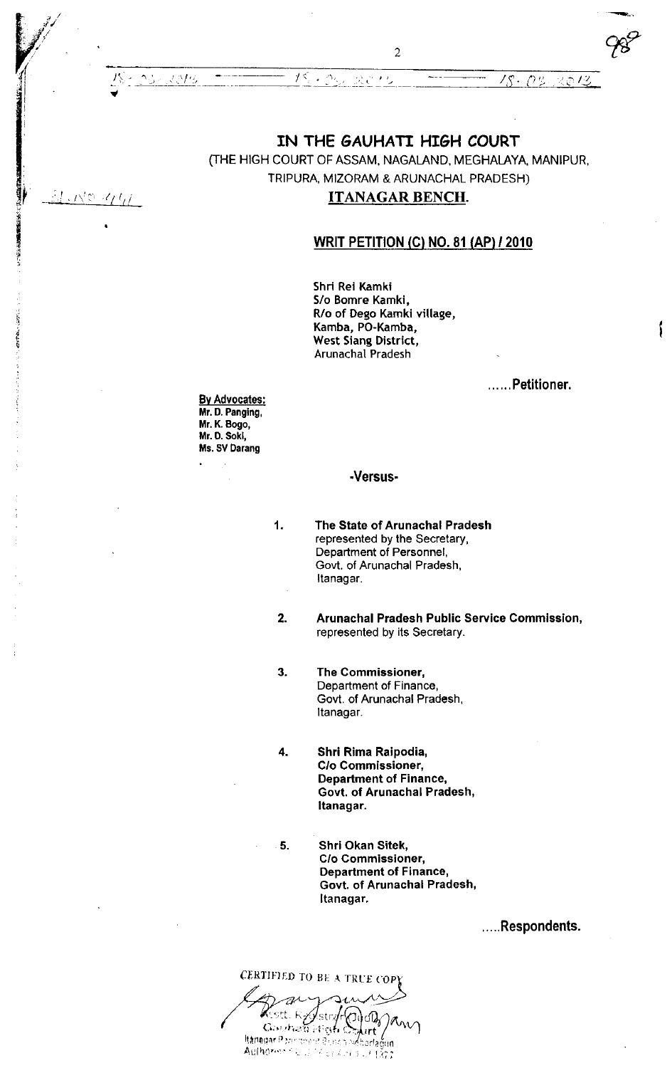# IN THE GAUHATI HIGH COURT

(THE HIGH COURT OF ASSAM, NAGALAND, MEGHALAYA, MANIPUR, TRIPURA, MIZORAM & ARUNACHAL PRADESH)

## ITANAGAR BENCH.

### WRIT PETITION (C) NO. 81 (AP) / 2010

**Shri Rei Kamki**
**S/o Bomre Kamki,**
**R/o of Dego Kamki village,**
**Kamba, PO-Kamba,**
**West Siang District,**
Arunachal Pradesh

......**Petitioner.**

**By Advocates:**
**Mr. D. Panging,**
**Mr. K. Bogo,**
**Mr. D. Soki,**
**Ms. SV Darang**

**-Versus-**

1. **The State of Arunachal Pradesh**
   represented by the Secretary,
   Department of Personnel,
   Govt. of Arunachal Pradesh,
   Itanagar.

2. **Arunachal Pradesh Public Service Commission,**
   represented by its Secretary.

3. **The Commissioner,**
   Department of Finance,
   Govt. of Arunachal Pradesh,
   Itanagar.

4. **Shri Rima Raipodia,**
   **C/o Commissioner,**
   **Department of Finance,**
   **Govt. of Arunachal Pradesh,**
   **Itanagar.**

5. **Shri Okan Sitek,**
   **C/o Commissioner,**
   **Department of Finance,**
   **Govt. of Arunachal Pradesh,**
   **Itanagar.**

.....**Respondents.**

CERTIFIED TO BE A TRUE COPY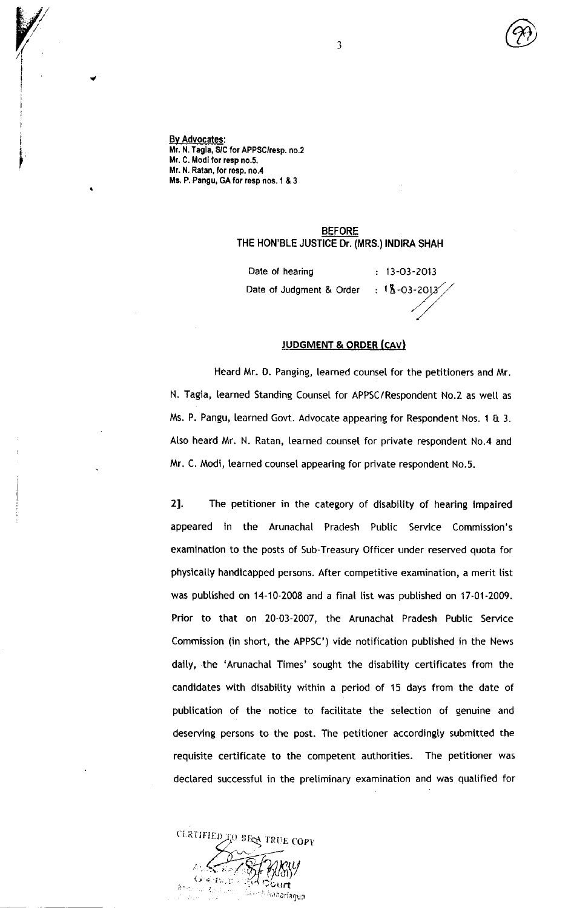**By Advocates:**
Mr. N. Tagia, S/C for APPSC/resp. no.2
Mr. C. Modi for resp no.5.
Mr. N. Ratan, for resp. no.4
Ms. P. Pangu, GA for resp nos. 1 & 3

**BEFORE**
**THE HON'BLE JUSTICE Dr. (MRS.) INDIRA SHAH**

Date of hearing : 13-03-2013
Date of Judgment & Order : 18-03-2013

**JUDGMENT & ORDER (CAV)**

Heard Mr. D. Panging, learned counsel for the petitioners and Mr. N. Tagia, learned Standing Counsel for APPSC/Respondent No.2 as well as Ms. P. Pangu, learned Govt. Advocate appearing for Respondent Nos. 1 & 3. Also heard Mr. N. Ratan, learned counsel for private respondent No.4 and Mr. C. Modi, learned counsel appearing for private respondent No.5.

2]. The petitioner in the category of disability of hearing impaired appeared in the Arunachal Pradesh Public Service Commission's examination to the posts of Sub-Treasury Officer under reserved quota for physically handicapped persons. After competitive examination, a merit list was published on 14-10-2008 and a final list was published on 17-01-2009. Prior to that on 20-03-2007, the Arunachal Pradesh Public Service Commission (in short, the APPSC') vide notification published in the News daily, the 'Arunachal Times' sought the disability certificates from the candidates with disability within a period of 15 days from the date of publication of the notice to facilitate the selection of genuine and deserving persons to the post. The petitioner accordingly submitted the requisite certificate to the competent authorities. The petitioner was declared successful in the preliminary examination and was qualified for

CERTIFIED TO BE A TRUE COPY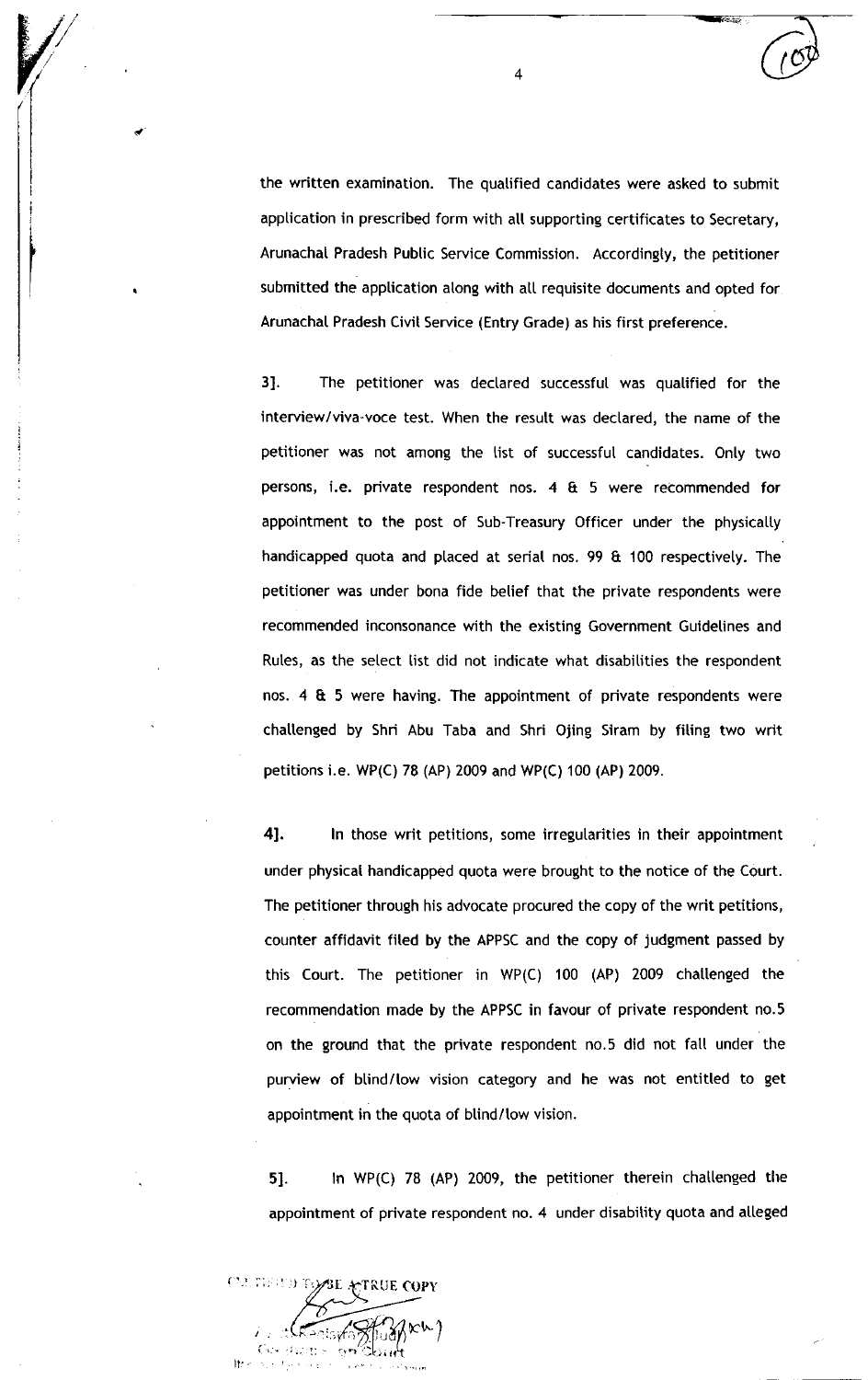the written examination. The qualified candidates were asked to submit application in prescribed form with all supporting certificates to Secretary, Arunachal Pradesh Public Service Commission. Accordingly, the petitioner submitted the application along with all requisite documents and opted for Arunachal Pradesh Civil Service (Entry Grade) as his first preference.

3]. The petitioner was declared successful was qualified for the interview/viva-voce test. When the result was declared, the name of the petitioner was not among the list of successful candidates. Only two persons, i.e. private respondent nos. 4 & 5 were recommended for appointment to the post of Sub-Treasury Officer under the physically handicapped quota and placed at serial nos. 99 & 100 respectively. The petitioner was under bona fide belief that the private respondents were recommended inconsonance with the existing Government Guidelines and Rules, as the select list did not indicate what disabilities the respondent nos. 4 & 5 were having. The appointment of private respondents were challenged by Shri Abu Taba and Shri Ojing Siram by filing two writ petitions i.e. WP(C) 78 (AP) 2009 and WP(C) 100 (AP) 2009.

4]. In those writ petitions, some irregularities in their appointment under physical handicapped quota were brought to the notice of the Court. The petitioner through his advocate procured the copy of the writ petitions, counter affidavit filed by the APPSC and the copy of judgment passed by this Court. The petitioner in WP(C) 100 (AP) 2009 challenged the recommendation made by the APPSC in favour of private respondent no.5 on the ground that the private respondent no.5 did not fall under the purview of blind/low vision category and he was not entitled to get appointment in the quota of blind/low vision.

5]. In WP(C) 78 (AP) 2009, the petitioner therein challenged the appointment of private respondent no. 4 under disability quota and alleged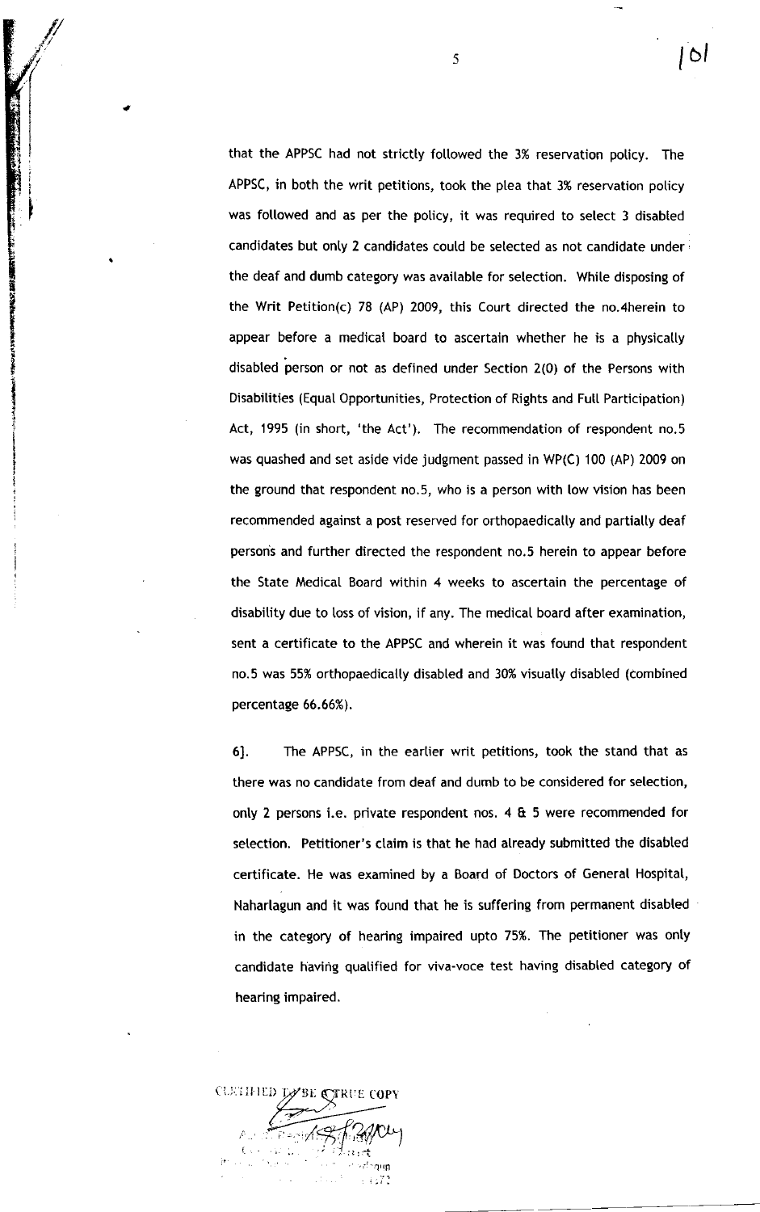that the APPSC had not strictly followed the 3% reservation policy. The APPSC, in both the writ petitions, took the plea that 3% reservation policy was followed and as per the policy, it was required to select 3 disabled candidates but only 2 candidates could be selected as not candidate under the deaf and dumb category was available for selection. While disposing of the Writ Petition(c) 78 (AP) 2009, this Court directed the no.4herein to appear before a medical board to ascertain whether he is a physically disabled person or not as defined under Section 2(O) of the Persons with Disabilities (Equal Opportunities, Protection of Rights and Full Participation) Act, 1995 (in short, 'the Act'). The recommendation of respondent no.5 was quashed and set aside vide judgment passed in WP(C) 100 (AP) 2009 on the ground that respondent no.5, who is a person with low vision has been recommended against a post reserved for orthopaedically and partially deaf persons and further directed the respondent no.5 herein to appear before the State Medical Board within 4 weeks to ascertain the percentage of disability due to loss of vision, if any. The medical board after examination, sent a certificate to the APPSC and wherein it was found that respondent no.5 was 55% orthopaedically disabled and 30% visually disabled (combined percentage 66.66%).

6]. The APPSC, in the earlier writ petitions, took the stand that as there was no candidate from deaf and dumb to be considered for selection, only 2 persons i.e. private respondent nos. 4 & 5 were recommended for selection. Petitioner's claim is that he had already submitted the disabled certificate. He was examined by a Board of Doctors of General Hospital, Naharlagun and it was found that he is suffering from permanent disabled in the category of hearing impaired upto 75%. The petitioner was only candidate having qualified for viva-voce test having disabled category of hearing impaired.

CERTIFIED TO BE TRUE COPY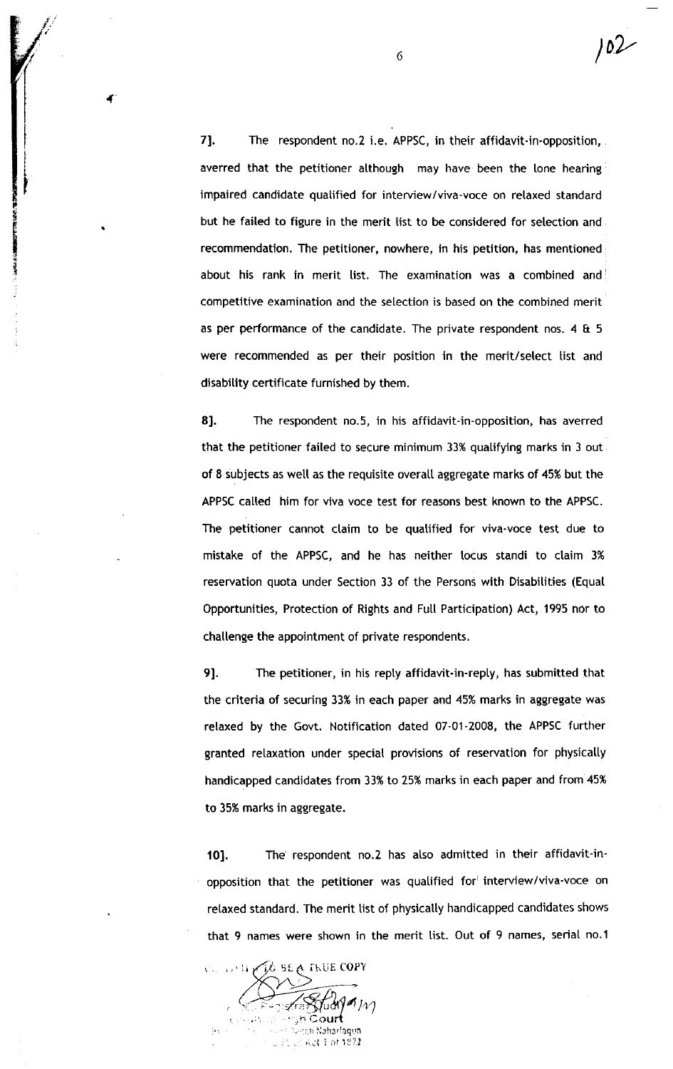7]. The respondent no.2 i.e. APPSC, in their affidavit-in-opposition, averred that the petitioner although may have been the lone hearing impaired candidate qualified for interview/viva-voce on relaxed standard but he failed to figure in the merit list to be considered for selection and recommendation. The petitioner, nowhere, in his petition, has mentioned about his rank in merit list. The examination was a combined and competitive examination and the selection is based on the combined merit as per performance of the candidate. The private respondent nos. 4 & 5 were recommended as per their position in the merit/select list and disability certificate furnished by them.

8]. The respondent no.5, in his affidavit-in-opposition, has averred that the petitioner failed to secure minimum 33% qualifying marks in 3 out of 8 subjects as well as the requisite overall aggregate marks of 45% but the APPSC called him for viva voce test for reasons best known to the APPSC. The petitioner cannot claim to be qualified for viva-voce test due to mistake of the APPSC, and he has neither locus standi to claim 3% reservation quota under Section 33 of the Persons with Disabilities (Equal Opportunities, Protection of Rights and Full Participation) Act, 1995 nor to challenge the appointment of private respondents.

9]. The petitioner, in his reply affidavit-in-reply, has submitted that the criteria of securing 33% in each paper and 45% marks in aggregate was relaxed by the Govt. Notification dated 07-01-2008, the APPSC further granted relaxation under special provisions of reservation for physically handicapped candidates from 33% to 25% marks in each paper and from 45% to 35% marks in aggregate.

10]. The respondent no.2 has also admitted in their affidavit-in-opposition that the petitioner was qualified for interview/viva-voce on relaxed standard. The merit list of physically handicapped candidates shows that 9 names were shown in the merit list. Out of 9 names, serial no.1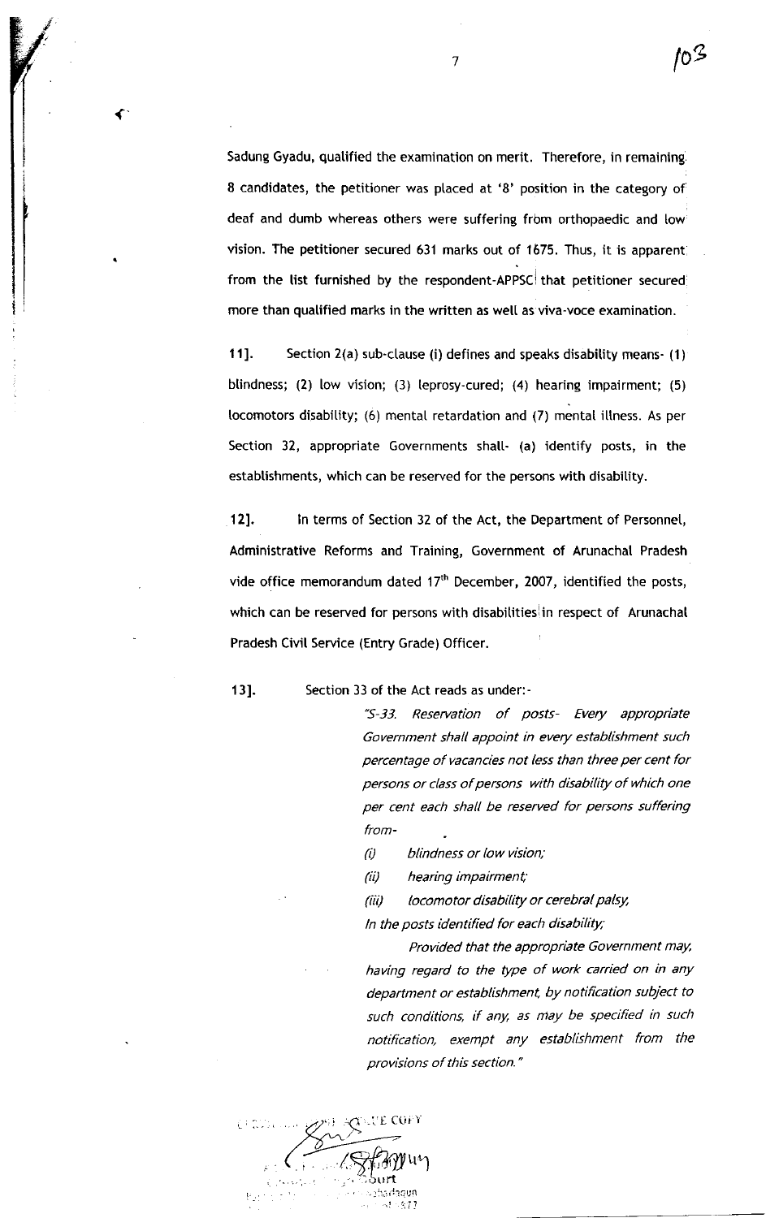Sadung Gyadu, qualified the examination on merit. Therefore, in remaining 8 candidates, the petitioner was placed at '8' position in the category of deaf and dumb whereas others were suffering from orthopaedic and low vision. The petitioner secured 631 marks out of 1675. Thus, it is apparent from the list furnished by the respondent-APPSC that petitioner secured more than qualified marks in the written as well as viva-voce examination.

**11].** Section 2(a) sub-clause (i) defines and speaks disability means- (1) blindness; (2) low vision; (3) leprosy-cured; (4) hearing impairment; (5) locomotors disability; (6) mental retardation and (7) mental illness. As per Section 32, appropriate Governments shall- (a) identify posts, in the establishments, which can be reserved for the persons with disability.

**12].** In terms of Section 32 of the Act, the Department of Personnel, Administrative Reforms and Training, Government of Arunachal Pradesh vide office memorandum dated 17th December, 2007, identified the posts, which can be reserved for persons with disabilities in respect of Arunachal Pradesh Civil Service (Entry Grade) Officer.

**13].** Section 33 of the Act reads as under:-

> *"S-33. Reservation of posts- Every appropriate Government shall appoint in every establishment such percentage of vacancies not less than three per cent for persons or class of persons with disability of which one per cent each shall be reserved for persons suffering from-*
>
> *(i) blindness or low vision;*
>
> *(ii) hearing impairment;*
>
> *(iii) locomotor disability or cerebral palsy,*
>
> *In the posts identified for each disability;*
>
> *Provided that the appropriate Government may, having regard to the type of work carried on in any department or establishment, by notification subject to such conditions, if any, as may be specified in such notification, exempt any establishment from the provisions of this section."*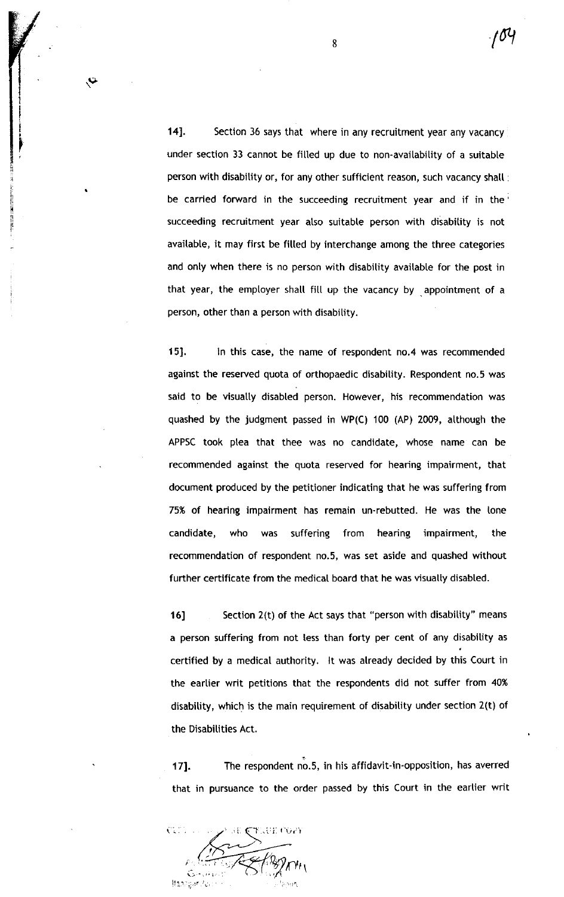14]. Section 36 says that where in any recruitment year any vacancy under section 33 cannot be filled up due to non-availability of a suitable person with disability or, for any other sufficient reason, such vacancy shall be carried forward in the succeeding recruitment year and if in the succeeding recruitment year also suitable person with disability is not available, it may first be filled by interchange among the three categories and only when there is no person with disability available for the post in that year, the employer shall fill up the vacancy by appointment of a person, other than a person with disability.

15]. In this case, the name of respondent no.4 was recommended against the reserved quota of orthopaedic disability. Respondent no.5 was said to be visually disabled person. However, his recommendation was quashed by the judgment passed in WP(C) 100 (AP) 2009, although the APPSC took plea that thee was no candidate, whose name can be recommended against the quota reserved for hearing impairment, that document produced by the petitioner indicating that he was suffering from 75% of hearing impairment has remain un-rebutted. He was the lone candidate, who was suffering from hearing impairment, the recommendation of respondent no.5, was set aside and quashed without further certificate from the medical board that he was visually disabled.

16] Section 2(t) of the Act says that "person with disability" means a person suffering from not less than forty per cent of any disability as certified by a medical authority. It was already decided by this Court in the earlier writ petitions that the respondents did not suffer from 40% disability, which is the main requirement of disability under section 2(t) of the Disabilities Act.

17]. The respondent no.5, in his affidavit-in-opposition, has averred that in pursuance to the order passed by this Court in the earlier writ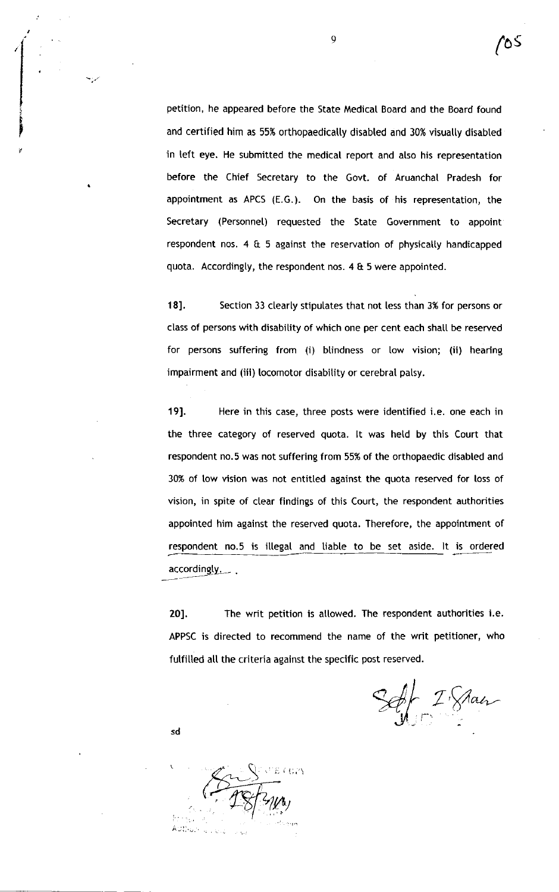petition, he appeared before the State Medical Board and the Board found and certified him as 55% orthopaedically disabled and 30% visually disabled in left eye. He submitted the medical report and also his representation before the Chief Secretary to the Govt. of Aruanchal Pradesh for appointment as APCS (E.G.). On the basis of his representation, the Secretary (Personnel) requested the State Government to appoint respondent nos. 4 & 5 against the reservation of physically handicapped quota. Accordingly, the respondent nos. 4 & 5 were appointed.

18]. Section 33 clearly stipulates that not less than 3% for persons or class of persons with disability of which one per cent each shall be reserved for persons suffering from (i) blindness or low vision; (ii) hearing impairment and (iii) locomotor disability or cerebral palsy.

19]. Here in this case, three posts were identified i.e. one each in the three category of reserved quota. It was held by this Court that respondent no.5 was not suffering from 55% of the orthopaedic disabled and 30% of low vision was not entitled against the quota reserved for loss of vision, in spite of clear findings of this Court, the respondent authorities appointed him against the reserved quota. Therefore, the appointment of respondent no.5 is illegal and liable to be set aside. It is ordered accordingly.

20]. The writ petition is allowed. The respondent authorities i.e. APPSC is directed to recommend the name of the writ petitioner, who fulfilled all the criteria against the specific post reserved.

Sd/- I. Ansari
JUDGE

sd